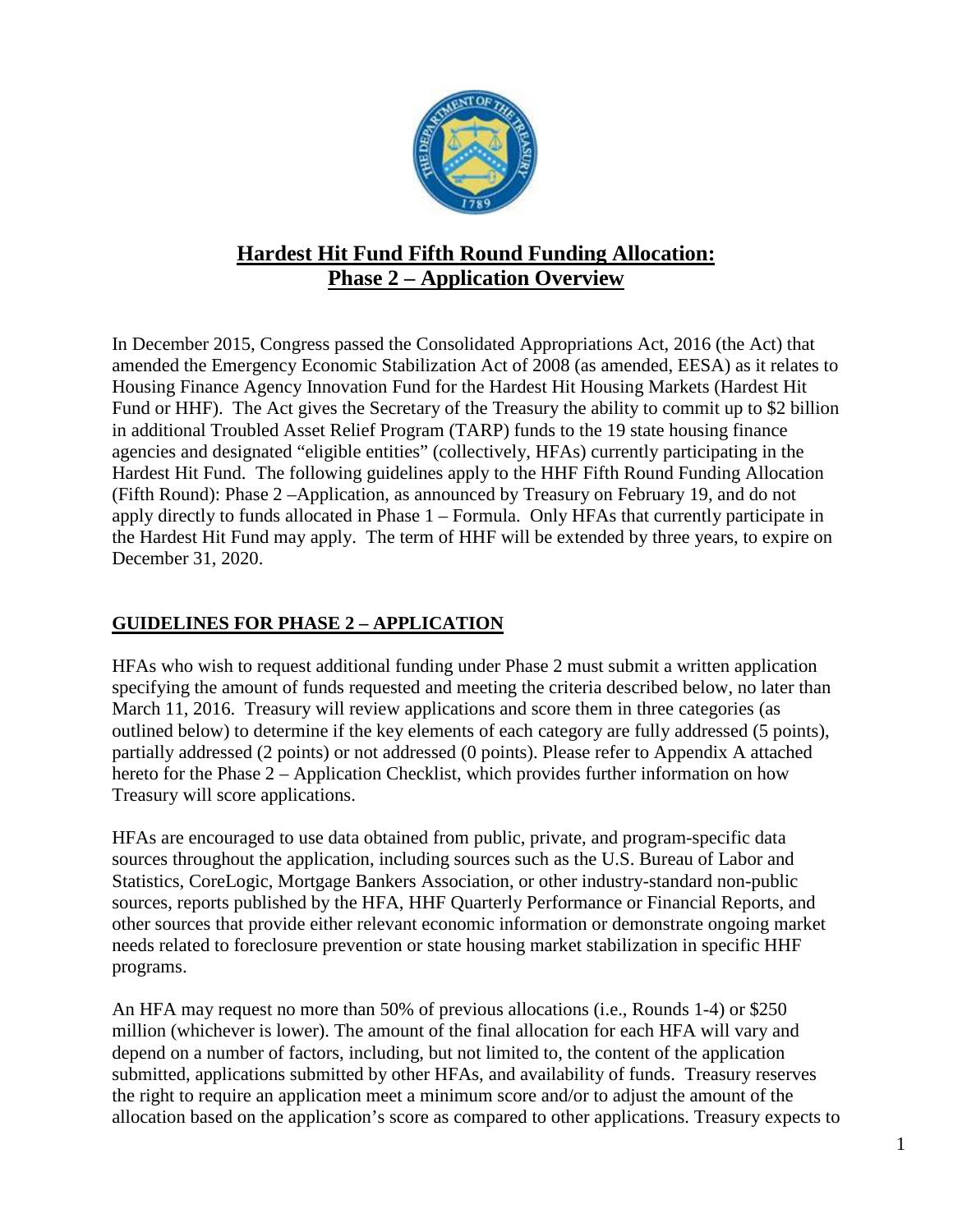# Hardest Hit Fund Fifth Round Funding Allocation: Phase 2 – Application Overview

In December 2015, Congress passed the Consolidated Appropriations Act, 2016 (the Act) that amended the Emergency Economic Stabilization Act of 2008 (as amended, EESA) as it relates to Housing Finance Agency Innovation Fund for the Hardest Hit Housing Markets (Hardest Hit Fund or HHF). The Act gives the Secretary of the Treasury the ability to commit up to $2 billion in additional Troubled Asset Relief Program (TARP) funds to the 19 state housing finance agencies and designated "eligible entities" (collectively, HFAs) currently participating in the Hardest Hit Fund. The following guidelines apply to the HHF Fifth Round Funding Allocation (Fifth Round): Phase 2 –Application, as announced by Treasury on February 19, and do not apply directly to funds allocated in Phase 1 – Formula. Only HFAs that currently participate in the Hardest Hit Fund may apply. The term of HHF will be extended by three years, to expire on December 31, 2020.

## GUIDELINES FOR PHASE 2 – APPLICATION

HFAs who wish to request additional funding under Phase 2 must submit a written application specifying the amount of funds requested and meeting the criteria described below, no later than March 11, 2016. Treasury will review applications and score them in three categories (as outlined below) to determine if the key elements of each category are fully addressed (5 points), partially addressed (2 points) or not addressed (0 points). Please refer to Appendix A attached hereto for the Phase 2 – Application Checklist, which provides further information on how Treasury will score applications.

HFAs are encouraged to use data obtained from public, private, and program-specific data sources throughout the application, including sources such as the U.S. Bureau of Labor and Statistics, CoreLogic, Mortgage Bankers Association, or other industry-standard non-public sources, reports published by the HFA, HHF Quarterly Performance or Financial Reports, and other sources that provide either relevant economic information or demonstrate ongoing market needs related to foreclosure prevention or state housing market stabilization in specific HHF programs.

An HFA may request no more than 50% of previous allocations (i.e., Rounds 1-4) or $250 million (whichever is lower). The amount of the final allocation for each HFA will vary and depend on a number of factors, including, but not limited to, the content of the application submitted, applications submitted by other HFAs, and availability of funds. Treasury reserves the right to require an application meet a minimum score and/or to adjust the amount of the allocation based on the application's score as compared to other applications. Treasury expects to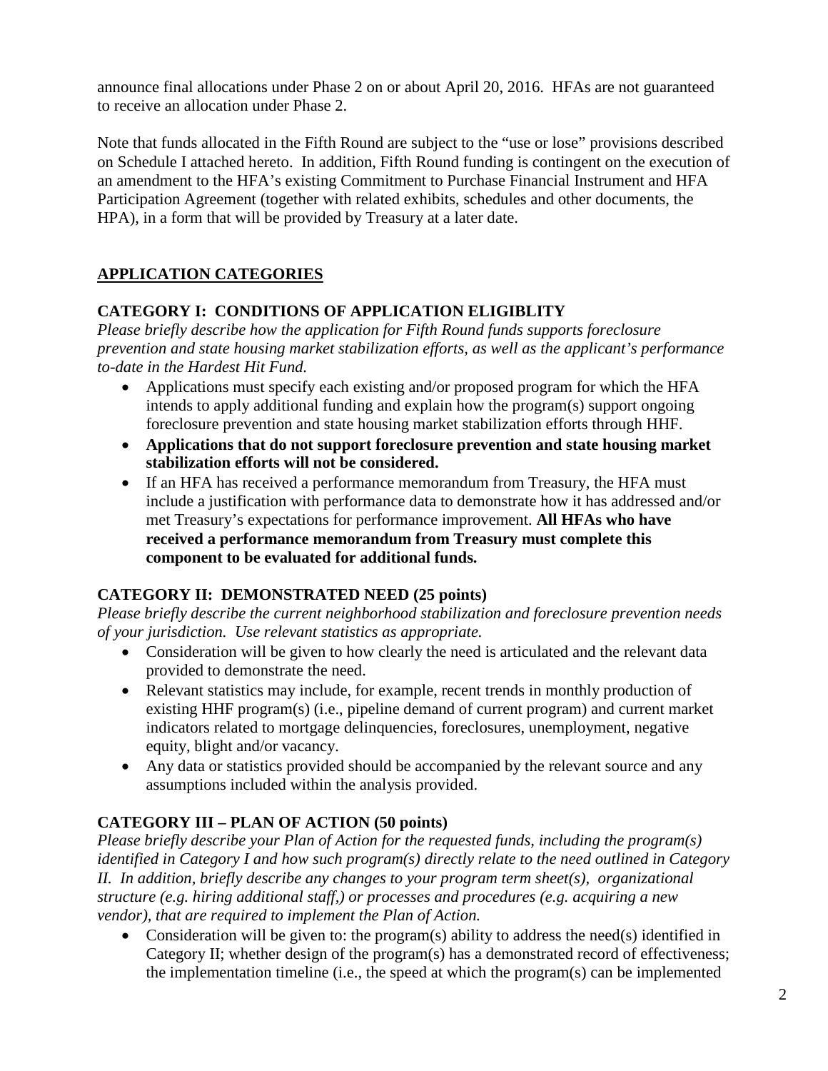announce final allocations under Phase 2 on or about April 20, 2016. HFAs are not guaranteed to receive an allocation under Phase 2.

Note that funds allocated in the Fifth Round are subject to the "use or lose" provisions described on Schedule I attached hereto. In addition, Fifth Round funding is contingent on the execution of an amendment to the HFA's existing Commitment to Purchase Financial Instrument and HFA Participation Agreement (together with related exhibits, schedules and other documents, the HPA), in a form that will be provided by Treasury at a later date.

## APPLICATION CATEGORIES

### CATEGORY I: CONDITIONS OF APPLICATION ELIGIBLITY

*Please briefly describe how the application for Fifth Round funds supports foreclosure prevention and state housing market stabilization efforts, as well as the applicant's performance to-date in the Hardest Hit Fund.*

- Applications must specify each existing and/or proposed program for which the HFA intends to apply additional funding and explain how the program(s) support ongoing foreclosure prevention and state housing market stabilization efforts through HHF.
- **Applications that do not support foreclosure prevention and state housing market stabilization efforts will not be considered.**
- If an HFA has received a performance memorandum from Treasury, the HFA must include a justification with performance data to demonstrate how it has addressed and/or met Treasury's expectations for performance improvement. **All HFAs who have received a performance memorandum from Treasury must complete this component to be evaluated for additional funds.**

### CATEGORY II: DEMONSTRATED NEED (25 points)

*Please briefly describe the current neighborhood stabilization and foreclosure prevention needs of your jurisdiction. Use relevant statistics as appropriate.*

- Consideration will be given to how clearly the need is articulated and the relevant data provided to demonstrate the need.
- Relevant statistics may include, for example, recent trends in monthly production of existing HHF program(s) (i.e., pipeline demand of current program) and current market indicators related to mortgage delinquencies, foreclosures, unemployment, negative equity, blight and/or vacancy.
- Any data or statistics provided should be accompanied by the relevant source and any assumptions included within the analysis provided.

### CATEGORY III – PLAN OF ACTION (50 points)

*Please briefly describe your Plan of Action for the requested funds, including the program(s) identified in Category I and how such program(s) directly relate to the need outlined in Category II. In addition, briefly describe any changes to your program term sheet(s), organizational structure (e.g. hiring additional staff,) or processes and procedures (e.g. acquiring a new vendor), that are required to implement the Plan of Action.*

- Consideration will be given to: the program(s) ability to address the need(s) identified in Category II; whether design of the program(s) has a demonstrated record of effectiveness; the implementation timeline (i.e., the speed at which the program(s) can be implemented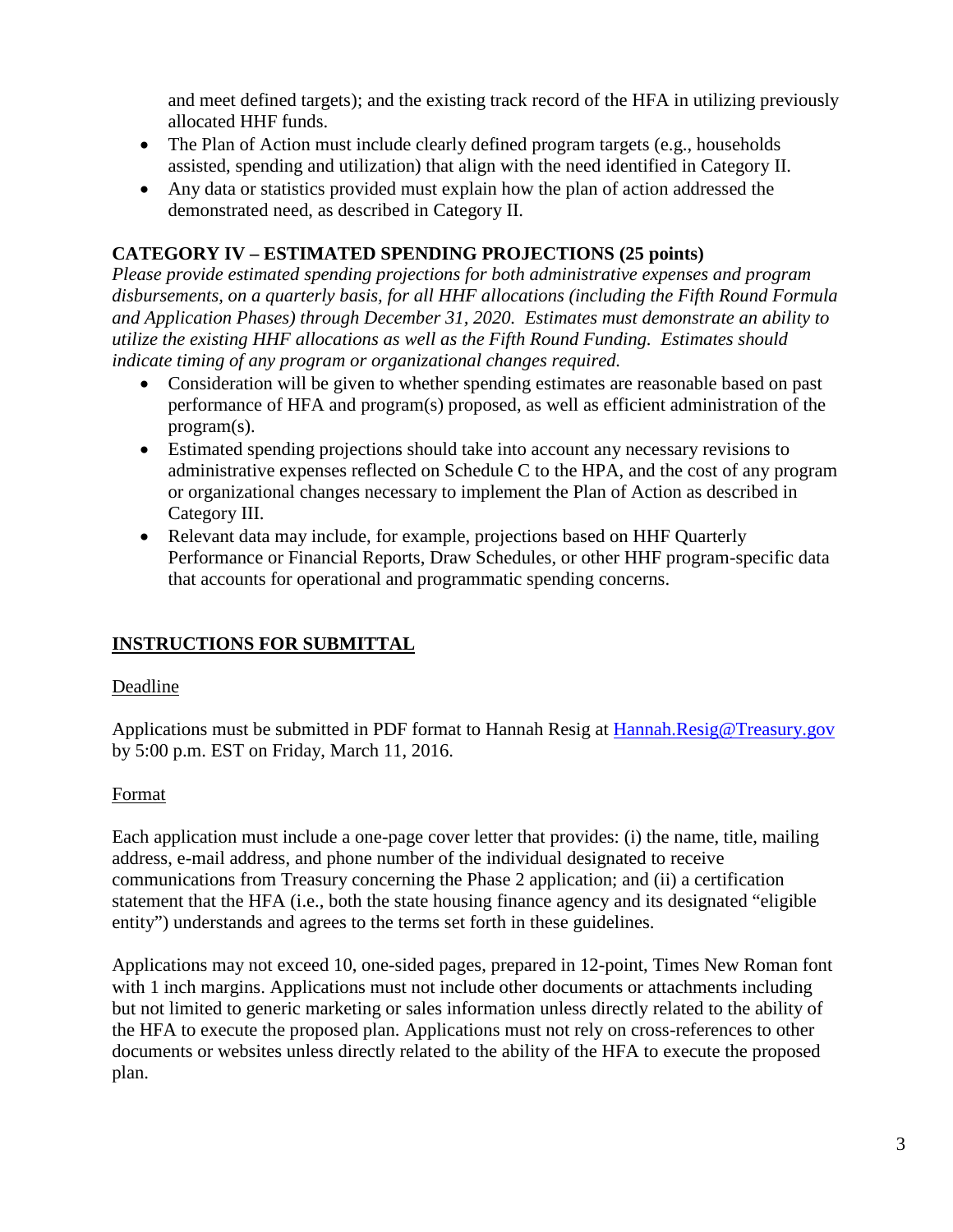and meet defined targets); and the existing track record of the HFA in utilizing previously allocated HHF funds.

- The Plan of Action must include clearly defined program targets (e.g., households assisted, spending and utilization) that align with the need identified in Category II.
- Any data or statistics provided must explain how the plan of action addressed the demonstrated need, as described in Category II.

**CATEGORY IV – ESTIMATED SPENDING PROJECTIONS (25 points)**

*Please provide estimated spending projections for both administrative expenses and program disbursements, on a quarterly basis, for all HHF allocations (including the Fifth Round Formula and Application Phases) through December 31, 2020. Estimates must demonstrate an ability to utilize the existing HHF allocations as well as the Fifth Round Funding. Estimates should indicate timing of any program or organizational changes required.*

- Consideration will be given to whether spending estimates are reasonable based on past performance of HFA and program(s) proposed, as well as efficient administration of the program(s).
- Estimated spending projections should take into account any necessary revisions to administrative expenses reflected on Schedule C to the HPA, and the cost of any program or organizational changes necessary to implement the Plan of Action as described in Category III.
- Relevant data may include, for example, projections based on HHF Quarterly Performance or Financial Reports, Draw Schedules, or other HHF program-specific data that accounts for operational and programmatic spending concerns.

## INSTRUCTIONS FOR SUBMITTAL

Deadline

Applications must be submitted in PDF format to Hannah Resig at Hannah.Resig@Treasury.gov by 5:00 p.m. EST on Friday, March 11, 2016.

Format

Each application must include a one-page cover letter that provides: (i) the name, title, mailing address, e-mail address, and phone number of the individual designated to receive communications from Treasury concerning the Phase 2 application; and (ii) a certification statement that the HFA (i.e., both the state housing finance agency and its designated "eligible entity") understands and agrees to the terms set forth in these guidelines.

Applications may not exceed 10, one-sided pages, prepared in 12-point, Times New Roman font with 1 inch margins. Applications must not include other documents or attachments including but not limited to generic marketing or sales information unless directly related to the ability of the HFA to execute the proposed plan. Applications must not rely on cross-references to other documents or websites unless directly related to the ability of the HFA to execute the proposed plan.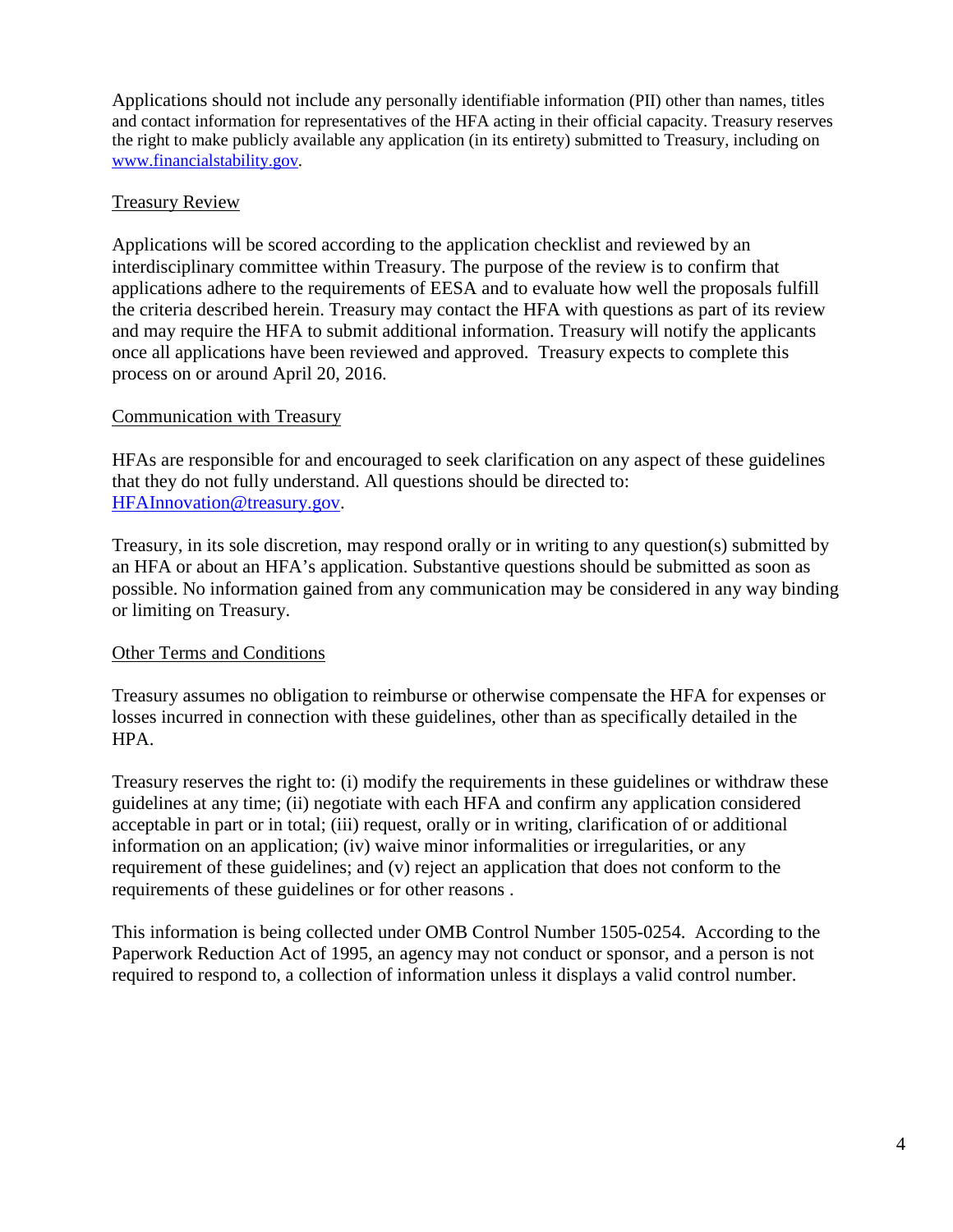Applications should not include any personally identifiable information (PII) other than names, titles and contact information for representatives of the HFA acting in their official capacity. Treasury reserves the right to make publicly available any application (in its entirety) submitted to Treasury, including on www.financialstability.gov.

## Treasury Review

Applications will be scored according to the application checklist and reviewed by an interdisciplinary committee within Treasury. The purpose of the review is to confirm that applications adhere to the requirements of EESA and to evaluate how well the proposals fulfill the criteria described herein. Treasury may contact the HFA with questions as part of its review and may require the HFA to submit additional information. Treasury will notify the applicants once all applications have been reviewed and approved. Treasury expects to complete this process on or around April 20, 2016.

## Communication with Treasury

HFAs are responsible for and encouraged to seek clarification on any aspect of these guidelines that they do not fully understand. All questions should be directed to: HFAInnovation@treasury.gov.

Treasury, in its sole discretion, may respond orally or in writing to any question(s) submitted by an HFA or about an HFA's application. Substantive questions should be submitted as soon as possible. No information gained from any communication may be considered in any way binding or limiting on Treasury.

## Other Terms and Conditions

Treasury assumes no obligation to reimburse or otherwise compensate the HFA for expenses or losses incurred in connection with these guidelines, other than as specifically detailed in the HPA.

Treasury reserves the right to: (i) modify the requirements in these guidelines or withdraw these guidelines at any time; (ii) negotiate with each HFA and confirm any application considered acceptable in part or in total; (iii) request, orally or in writing, clarification of or additional information on an application; (iv) waive minor informalities or irregularities, or any requirement of these guidelines; and (v) reject an application that does not conform to the requirements of these guidelines or for other reasons .

This information is being collected under OMB Control Number 1505-0254. According to the Paperwork Reduction Act of 1995, an agency may not conduct or sponsor, and a person is not required to respond to, a collection of information unless it displays a valid control number.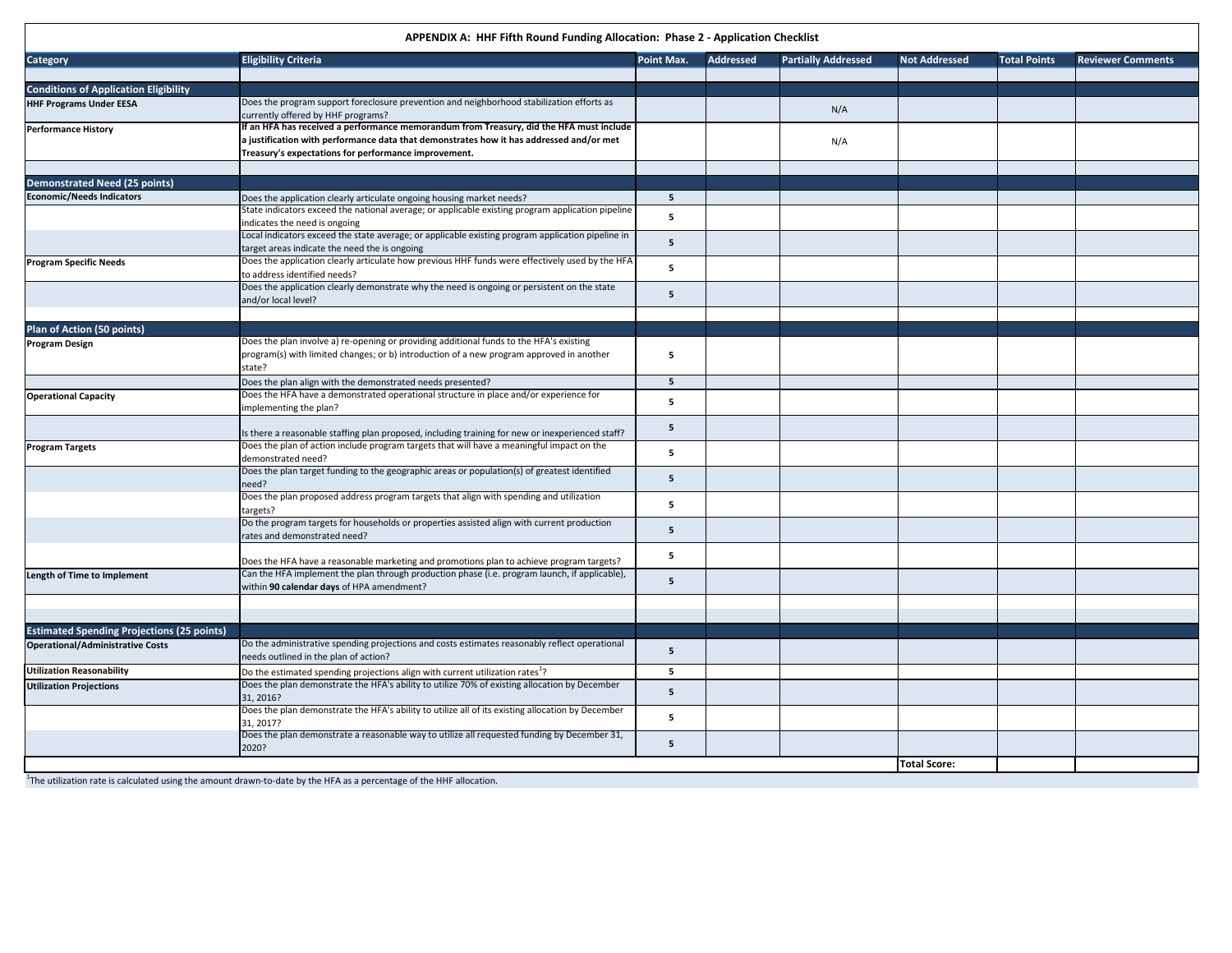# APPENDIX A: HHF Fifth Round Funding Allocation: Phase 2 - Application Checklist

| Category | Eligibility Criteria | Point Max. | Addressed | Partially Addressed | Not Addressed | Total Points | Reviewer Comments |
|---|---|---|---|---|---|---|---|
| | | | | | | | |
| **Conditions of Application Eligibility** | | | | | | | |
| **HHF Programs Under EESA** | Does the program support foreclosure prevention and neighborhood stabilization efforts as currently offered by HHF programs? | | | N/A | | | |
| **Performance History** | **If an HFA has received a performance memorandum from Treasury, did the HFA must include a justification with performance data that demonstrates how it has addressed and/or met Treasury's expectations for performance improvement.** | | | N/A | | | |
| | | | | | | | |
| **Demonstrated Need (25 points)** | | | | | | | |
| **Economic/Needs Indicators** | Does the application clearly articulate ongoing housing market needs? | 5 | | | | | |
| | State indicators exceed the national average; or applicable existing program application pipeline indicates the need is ongoing | 5 | | | | | |
| | Local indicators exceed the state average; or applicable existing program application pipeline in target areas indicate the need the is ongoing | 5 | | | | | |
| **Program Specific Needs** | Does the application clearly articulate how previous HHF funds were effectively used by the HFA to address identified needs? | 5 | | | | | |
| | Does the application clearly demonstrate why the need is ongoing or persistent on the state and/or local level? | 5 | | | | | |
| | | | | | | | |
| **Plan of Action (50 points)** | | | | | | | |
| **Program Design** | Does the plan involve a) re-opening or providing additional funds to the HFA's existing program(s) with limited changes; or b) introduction of a new program approved in another state? | 5 | | | | | |
| | Does the plan align with the demonstrated needs presented? | 5 | | | | | |
| **Operational Capacity** | Does the HFA have a demonstrated operational structure in place and/or experience for implementing the plan? | 5 | | | | | |
| | Is there a reasonable staffing plan proposed, including training for new or inexperienced staff? | 5 | | | | | |
| **Program Targets** | Does the plan of action include program targets that will have a meaningful impact on the demonstrated need? | 5 | | | | | |
| | Does the plan target funding to the geographic areas or population(s) of greatest identified need? | 5 | | | | | |
| | Does the plan proposed address program targets that align with spending and utilization targets? | 5 | | | | | |
| | Do the program targets for households or properties assisted align with current production rates and demonstrated need? | 5 | | | | | |
| | Does the HFA have a reasonable marketing and promotions plan to achieve program targets? | 5 | | | | | |
| **Length of Time to Implement** | Can the HFA implement the plan through production phase (i.e. program launch, if applicable), within **90 calendar days** of HPA amendment? | 5 | | | | | |
| | | | | | | | |
| | | | | | | | |
| **Estimated Spending Projections (25 points)** | | | | | | | |
| **Operational/Administrative Costs** | Do the administrative spending projections and costs estimates reasonably reflect operational needs outlined in the plan of action? | 5 | | | | | |
| **Utilization Reasonability** | Do the estimated spending projections align with current utilization rates[1]? | 5 | | | | | |
| **Utilization Projections** | Does the plan demonstrate the HFA's ability to utilize 70% of existing allocation by December 31, 2016? | 5 | | | | | |
| | Does the plan demonstrate the HFA's ability to utilize all of its existing allocation by December 31, 2017? | 5 | | | | | |
| | Does the plan demonstrate a reasonable way to utilize all requested funding by December 31, 2020? | 5 | | | | | |
| | | | | | **Total Score:** | | |

[1]The utilization rate is calculated using the amount drawn-to-date by the HFA as a percentage of the HHF allocation.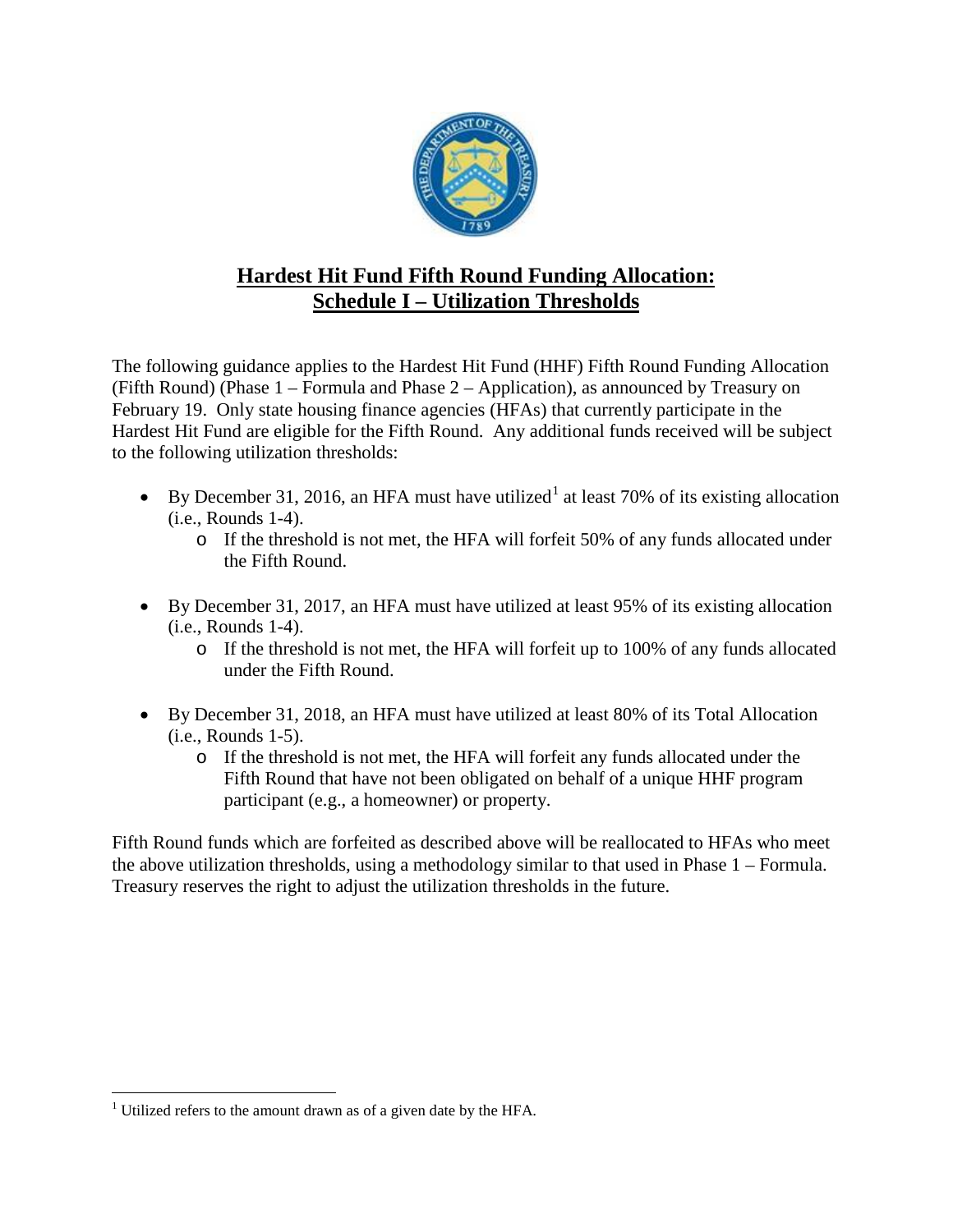# **Hardest Hit Fund Fifth Round Funding Allocation: Schedule I – Utilization Thresholds**

The following guidance applies to the Hardest Hit Fund (HHF) Fifth Round Funding Allocation (Fifth Round) (Phase 1 – Formula and Phase 2 – Application), as announced by Treasury on February 19. Only state housing finance agencies (HFAs) that currently participate in the Hardest Hit Fund are eligible for the Fifth Round. Any additional funds received will be subject to the following utilization thresholds:

- By December 31, 2016, an HFA must have utilized[1] at least 70% of its existing allocation (i.e., Rounds 1-4).
  - If the threshold is not met, the HFA will forfeit 50% of any funds allocated under the Fifth Round.
- By December 31, 2017, an HFA must have utilized at least 95% of its existing allocation (i.e., Rounds 1-4).
  - If the threshold is not met, the HFA will forfeit up to 100% of any funds allocated under the Fifth Round.
- By December 31, 2018, an HFA must have utilized at least 80% of its Total Allocation (i.e., Rounds 1-5).
  - If the threshold is not met, the HFA will forfeit any funds allocated under the Fifth Round that have not been obligated on behalf of a unique HHF program participant (e.g., a homeowner) or property.

Fifth Round funds which are forfeited as described above will be reallocated to HFAs who meet the above utilization thresholds, using a methodology similar to that used in Phase 1 – Formula. Treasury reserves the right to adjust the utilization thresholds in the future.

[1] Utilized refers to the amount drawn as of a given date by the HFA.